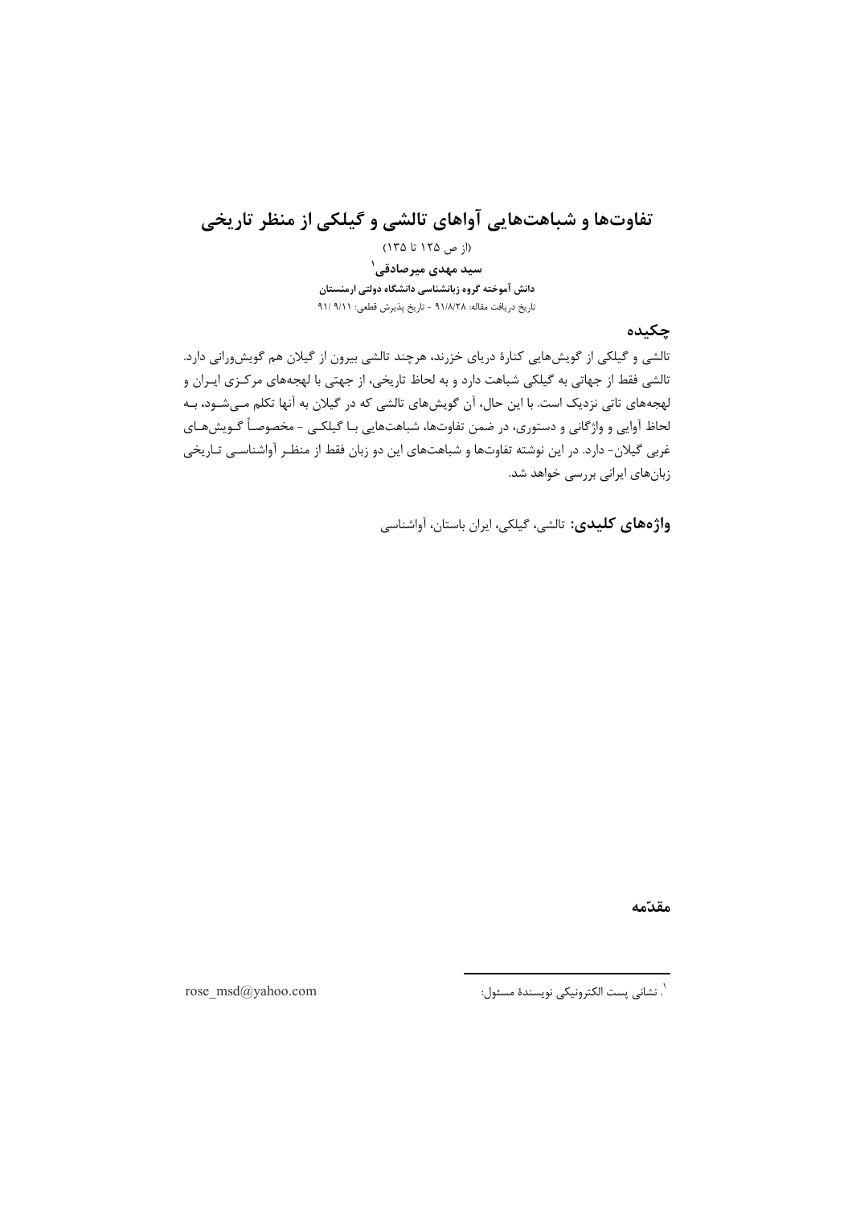# تفاوت‌ها و شباهت‌هایی آواهای تالشی و گیلکی از منظر تاریخی

(از ص ۱۲۵ تا ۱۳۵)

**سید مهدی میرصادقی**[1]

**دانش آموخته گروه زبانشناسی دانشگاه دولتی ارمنستان**

تاریخ دریافت مقاله: ۹۱/۸/۲۸ - تاریخ پذیرش قطعی: ۹۱/ ۹/۱۱

## چکیده

تالشی و گیلکی از گویش‌هایی کنارهٔ دریای خزرند، هرچند تالشی بیرون از گیلان هم گویشورانی دارد. تالشی فقط از جهاتی به گیلکی شباهت دارد و به لحاظ تاریخی، از جهتی با لهجه‌های مرکزی ایران و لهجه‌های تاتی نزدیک است. با این حال، آن گویش‌های تالشی که در گیلان به آنها تکلم می‌شود، به لحاظ آوایی و واژگانی و دستوری، در ضمن تفاوت‌ها، شباهت‌هایی با گیلکی - مخصوصاً گویش‌های غربی گیلان- دارد. در این نوشته تفاوت‌ها و شباهت‌های این دو زبان فقط از منظر آواشناسی تاریخی زبان‌های ایرانی بررسی خواهد شد.

**واژه‌های کلیدی:** تالشی، گیلکی، ایران باستان، آواشناسی

## مقدّمه

[1]. نشانی پست الکترونیکی نویسندهٔ مسئول: rose_msd@yahoo.com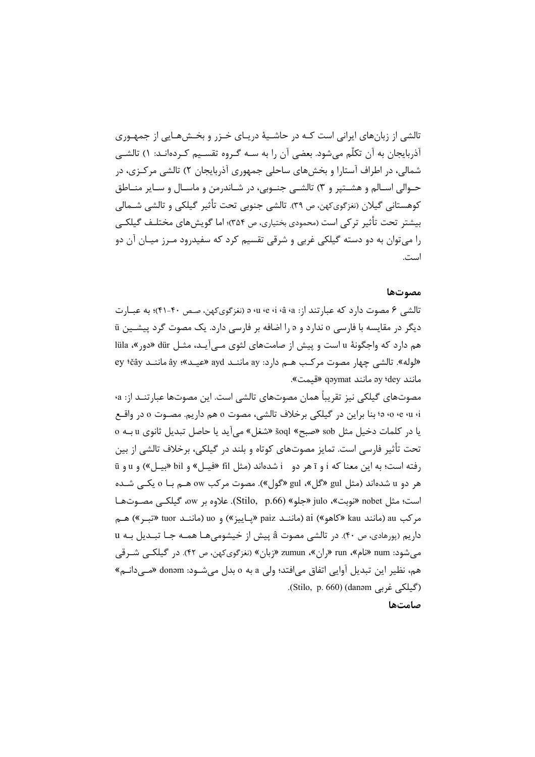تالشی از زبان‌های ایرانی است کـه در حاشـیهٔ دریـای خـزر و بخـش‌هـایی از جمهـوری آذربایجان به آن تکلّم می‌شود. بعضی آن را به سـه گـروه تقسـیم کـرده‌انـد: ۱) تالشـی شمالی، در اطراف آستارا و بخش‌های ساحلی جمهوری آذربایجان ۲) تالشی مرکـزی، در حـوالی اسـالم و هشـتپر و ۳) تالشـی جنـوبی، در شـاندرمن و ماسـال و سـایر منـاطق کوهستانی گیلان (نغزگوی‌کهن، ص ۳۹). تالشی جنوبی تحت تأثیر گیلکی و تالشی شـمالی بیشتر تحت تأثیر ترکی است (محمودی بختیاری، ص ۳۵۴)؛ اما گویش‌های مختلـف گیلکـی را می‌توان به دو دسته گیلکی غربی و شرقی تقسیم کرد که سفیدرود مـرز میـان آن دو است.

## مصوت‌ها

تالشی ۶ مصوت دارد که عبارتند از: a، â، i، e، u، ə (نغزگوی‌کهن، صـص ۴۰-۴۱)؛ به عبـارت دیگر در مقایسه با فارسی o ندارد و ə را اضافه بر فارسی دارد. یک مصوت گرد پیشـین ü هم دارد که واجگونهٔ u است و پیش از صامت‌های لثوی مـی‌آیـد، مثـل dür «دور»، lüla «لوله». تالشی چهار مصوت مرکـب هـم دارد: ay ماننـد ayd «عیـد»؛ ây ماننـد čây؛ ey مانند dey؛ əy مانند qəymat «قیمت».

مصوت‌های گیلکی نیز تقریباً همان مصوت‌های تالشی است. این مصوت‌ها عبارتنـد از: a، i، u، e، o، ə؛ بنا براین در گیلکی برخلاف تالشی، مصوت o هم داریم. مصـوت o در واقـع یا در کلمات دخیل مثل sob «صبح» šoql «شغل» می‌آید یا حاصل تبدیل ثانوی u بـه o تحت تأثیر فارسی است. تمایز مصوت‌های کوتاه و بلند در گیلکی، برخلاف تالشی از بین رفته است؛ به این معنا که i و ī هر دو i شده‌اند (مثل fil «فیـل» و bil «بیـل») و u و ū هر دو u شده‌اند (مثل gul «گل»، gul «گول»). مصوت مرکب ow هـم بـا o یکـی شـده است؛ مثل nobet «نوبت»، julo «جلو» (Stilo, p.66). علاوه بر ow، گیلکـی مصـوت‌هـا مرکب au (مانند kau «کاهو») ai (ماننـد paiz «پـاییز») و uo (ماننـد tuor «تبـر») هـم داریم (پورهادی، ص ۴۰). در تالشی مصوت â پیش از خیشومی‌هـا همـه جـا تبـدیل بـه u می‌شود: num «نام»، run «ران»، zumun «زبان» (نغزگوی‌کهن، ص ۴۲). در گیلکـی شـرقی هم، نظیر این تبدیل آوایی اتفاق می‌افتد؛ ولی a به o بدل می‌شـود: donəm «مـی‌دانـم» (گیلکی غربی danəm) (Stilo, p. 660).

## صامت‌ها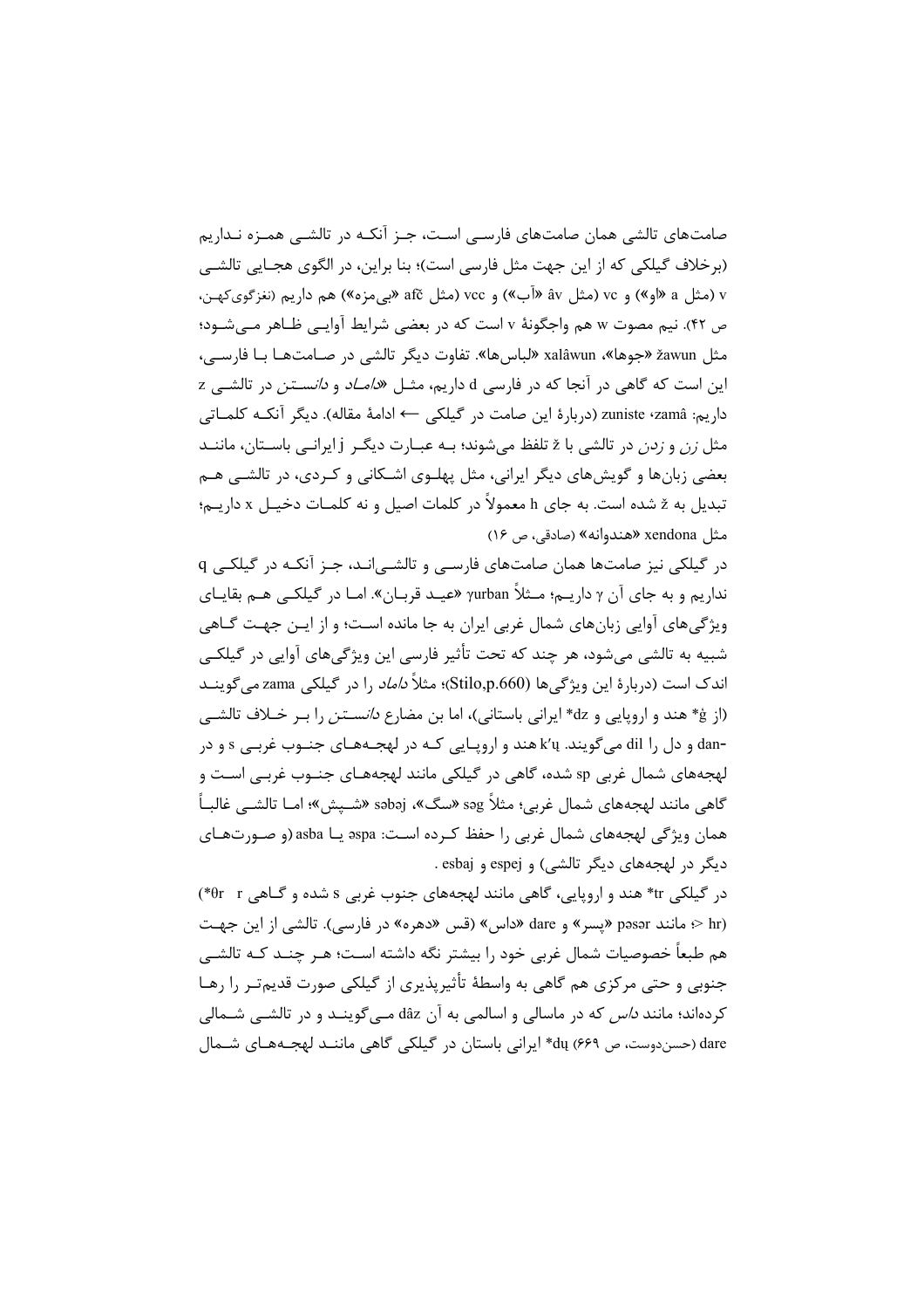صامت‌های تالشی همان صامت‌های فارسی است، جز آنکه در تالشی همزه نداریم (برخلاف گیلکی که از این جهت مثل فارسی است)؛ بنا براین، در الگوی هجایی تالشی v (مثل a «او») و vc (مثل âv «آب») و vcc (مثل afč «بی‌مزه») هم داریم (نغزگوی‌کهن، ص ۴۲). نیم مصوت w هم واجگونهٔ v است که در بعضی شرایط آوایی ظاهر می‌شود؛ مثل žawun «جوها»، xalâwun «لباس‌ها». تفاوت دیگر تالشی در صامت‌ها با فارسی، این است که گاهی در آنجا که در فارسی d داریم، مثل «*داماد* و *دانستن* در تالشی z داریم: zuniste ،zamâ (دربارهٔ این صامت در گیلکی ← ادامهٔ مقاله). دیگر آنکه کلماتی مثل *زن* و *زدن* در تالشی با ž تلفظ می‌شوند؛ به عبارت دیگر j ایرانی باستان، مانند بعضی زبان‌ها و گویش‌های دیگر ایرانی، مثل پهلوی اشکانی و کردی، در تالشی هم تبدیل به ž شده است. به جای h معمولاً در کلمات اصیل و نه کلمات دخیل x داریم؛ مثل xendona «هندوانه» (صادقی، ص ۱۶)

در گیلکی نیز صامت‌ها همان صامت‌های فارسی و تالشی‌اند، جز آنکه در گیلکی q نداریم و به جای آن γ داریم؛ مثلاً γurban «عید قربان». اما در گیلکی هم بقایای ویژگی‌های آوایی زبان‌های شمال غربی ایران به جا مانده است؛ و از این جهت گاهی شبیه به تالشی می‌شود، هر چند که تحت تأثیر فارسی این ویژگی‌های آوایی در گیلکی اندک است (دربارهٔ این ویژگی‌ها (Stilo,p.660)؛ مثلاً *داماد* را در گیلکی zama می‌گویند (از ǵ* هند و اروپایی و dz* ایرانی باستانی)، اما بن مضارع *دانستن* را بر خلاف تالشی -dan و دل را dil می‌گویند. k'ų هند و اروپایی که در لهجه‌های جنوب غربی s و در لهجه‌های شمال غربی sp شده، گاهی در گیلکی مانند لهجه‌های جنوب غربی است و گاهی مانند لهجه‌های شمال غربی؛ مثلاً səg «سگ»، səbəj «شپش»؛ اما تالشی غالباً همان ویژگی لهجه‌های شمال غربی را حفظ کرده است: əspa یا asba (و صورت‌های دیگر در لهجه‌های دیگر تالشی) و espej و esbaj .

در گیلکی tr* هند و اروپایی، گاهی مانند لهجه‌های جنوب غربی s شده و گاهی r ‎(θr*‎ <‎ hr)؛ مانند pəsər «پسر» و dare «داس» (قس «دهره» در فارسی). تالشی از این جهت هم طبعاً خصوصیات شمال غربی خود را بیشتر نگه داشته است؛ هر چند که تالشی جنوبی و حتی مرکزی هم گاهی به واسطهٔ تأثیرپذیری از گیلکی صورت قدیم‌تر را رها کرده‌اند؛ مانند *داس* که در ماسالی و اسالمی به آن dâz می‌گویند و در تالشی شمالی dare (حسن‌دوست، ص ۶۶۹) dų* ایرانی باستان در گیلکی گاهی مانند لهجه‌های شمال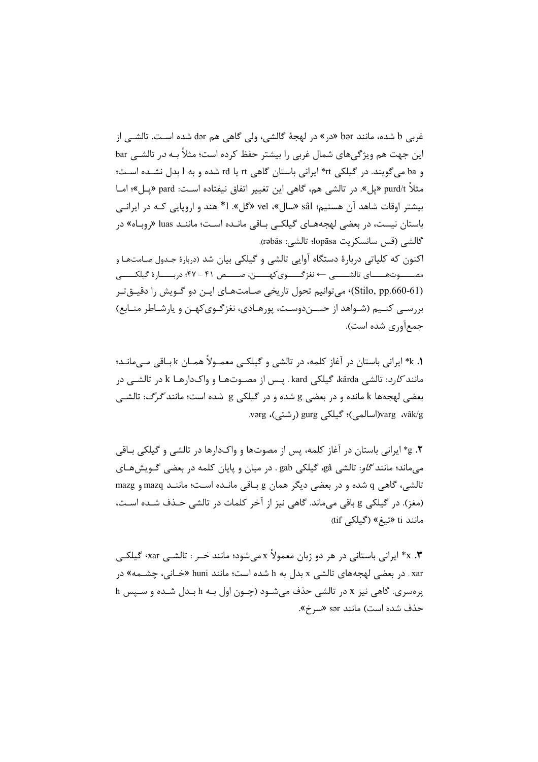غربی b شده، مانند bər «در» در لهجهٔ گالشی، ولی گاهی هم dər شده است. تالشی از این جهت هم ویژگی‌های شمال غربی را بیشتر حفظ کرده است؛ مثلاً بــه در تالشی bar و ba می‌گویند. در گیلکی rt* ایرانی باستان گاهی rt یا rd شده و به l بدل نشده است؛ مثلاً purd/t «پل». در تالشی هم، گاهی این تغییر اتفاق نیفتاده است: pard «پـل»؛ امـا بیشتر اوقات شاهد آن هستیم؛ sâl «سال»، vel «گل». l* هند و اروپایی کـه در ایرانی باستان نیست، در بعضی لهجه‌های گیلکی باقی مانده است؛ مانند luas «روباه» در گالشی (قس سانسکریت lopāsa؛ تالشی: rəbâs).

اکنون که کلیاتی دربارهٔ دستگاه آوایی تالشی و گیلکی بیان شد (دربارهٔ جدول صامت‌ها و مصوت‌های تالشی ← نغزگوی‌کهن، ص ۴۱ - ۴۷؛ دربارهٔ گیلکی (Stilo, pp.660-61)، می‌توانیم تحول تاریخی صامت‌های این دو گویش را دقیق‌تر بررسی کنیم (شواهد از حسن‌دوست، پورهادی، نغزگوی‌کهن و یارشاطر منابع) جمع‌آوری شده است).

**۱.** k* ایرانی باستان در آغاز کلمه، در تالشی و گیلکی معمولاً همان k باقی می‌ماند؛ مانند *کارد*: تالشی kârda، گیلکی kard . پس از مصوت‌ها و واک‌دارها k در تالشی در بعضی لهجه‌ها k مانده و در بعضی g شده و در گیلکی g شده است؛ مانند *گرگ*: تالشی vâk/g، varg(اسالمی)؛ گیلکی gurg (رشتی)، vərg.

**۲.** g* ایرانی باستان در آغاز کلمه، پس از مصوت‌ها و واک‌دارها در تالشی و گیلکی باقی می‌ماند؛ مانند *گاو*: تالشی gâ، گیلکی gab . در میان و پایان کلمه در بعضی گویش‌های تالشی، گاهی q شده و در بعضی دیگر همان g باقی مانده است؛ مانند mazq و mazg (مغز). در گیلکی g باقی می‌ماند. گاهی نیز از آخر کلمات در تالشی حذف شده است، مانند ti «تیغ» (گیلکی tif).

**۳.** x* ایرانی باستانی در هر دو زبان معمولاً x می‌شود؛ مانند خر : تالشی xar، گیلکی xar . در بعضی لهجه‌های تالشی x بدل به h شده است؛ مانند huni «خانی، چشمه» در پره‌سری. گاهی نیز x در تالشی حذف می‌شود (چون اول بـه h بدل شده و سپس h حذف شده است) مانند sər «سرخ».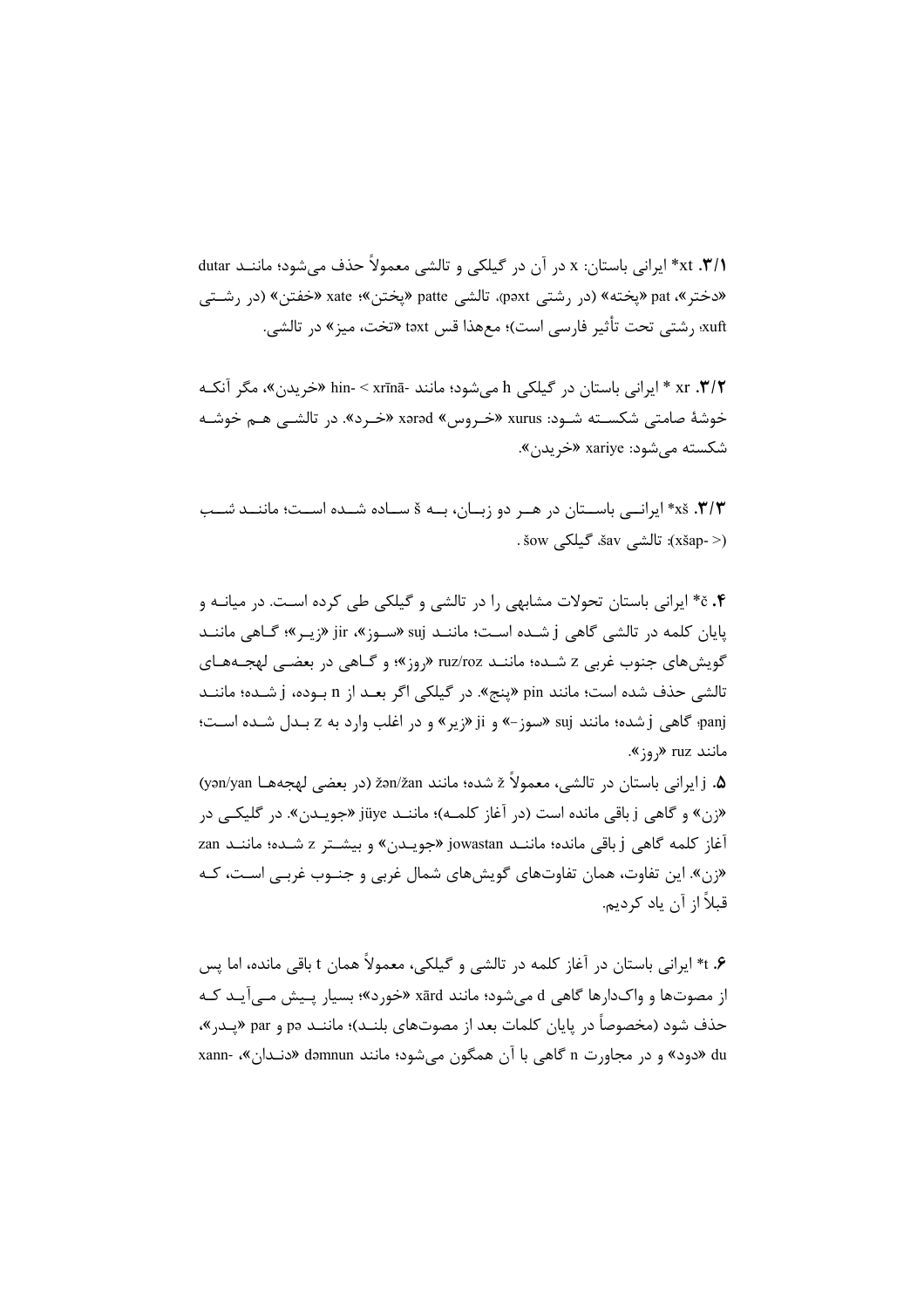**۳/۱.** ‎*xt‎ ایرانی باستان: x در آن در گیلکی و تالشی معمولاً حذف می‌شود؛ مانند dutar «دختر»، pat «پخته» (در رشتی pəxt)، تالشی patte «پختن»؛ xate «خفتن» (در رشتی xuft، رشتی تحت تأثیر فارسی است)؛ معهذا قس təxt «تخت، میز» در تالشی.

**۳/۲.** ‎xr‎ * ایرانی باستان در گیلکی h می‌شود؛ مانند -hin- < xrīnā «خریدن»، مگر آنکه خوشهٔ صامتی شکسته شود: xurus «خروس» xərəd «خرد». در تالشی هم خوشه شکسته می‌شود: xariye «خریدن».

**۳/۳.** ‎*xš‎ ایرانی باستان در هر دو زبان، به š ساده شده است؛ مانند شب (xšap- >): تالشی šav، گیلکی šow.

**۴.** ‎*č‎ ایرانی باستان تحولات مشابهی را در تالشی و گیلکی طی کرده است. در میانه و پایان کلمه در تالشی گاهی j شده است؛ مانند suj «سوز»، jir «زیر»؛ گاهی مانند گویش‌های جنوب غربی z شده؛ مانند ruz/roz «روز»؛ و گاهی در بعضی لهجه‌های تالشی حذف شده است؛ مانند pin «پنج». در گیلکی اگر بعد از n بوده، j شده؛ مانند panj؛ گاهی j شده؛ مانند suj «سوز-» و ji «زیر» و در اغلب وارد به z بدل شده است؛ مانند ruz «روز».

**۵.** j ایرانی باستان در تالشی، معمولاً ž شده؛ مانند žən/žan (در بعضی لهجه‌ها yən/yan) «زن» و گاهی j باقی مانده است (در آغاز کلمه)؛ مانند jüye «جویدن». در گیلکی در آغاز کلمه گاهی j باقی مانده؛ مانند jowastan «جویدن» و بیشتر z شده؛ مانند zan «زن». این تفاوت، همان تفاوت‌های گویش‌های شمال غربی و جنوب غربی است، که قبلاً از آن یاد کردیم.

**۶.** ‎*t‎ ایرانی باستان در آغاز کلمه در تالشی و گیلکی، معمولاً همان t باقی مانده، اما پس از مصوت‌ها و واک‌دارها گاهی d می‌شود؛ مانند xārd «خورد»؛ بسیار پیش می‌آید که حذف شود (مخصوصاً در پایان کلمات بعد از مصوت‌های بلند)؛ مانند pə و par «پدر»، du «دود» و در مجاورت n گاهی با آن همگون می‌شود؛ مانند dəmnun «دندان»، -xann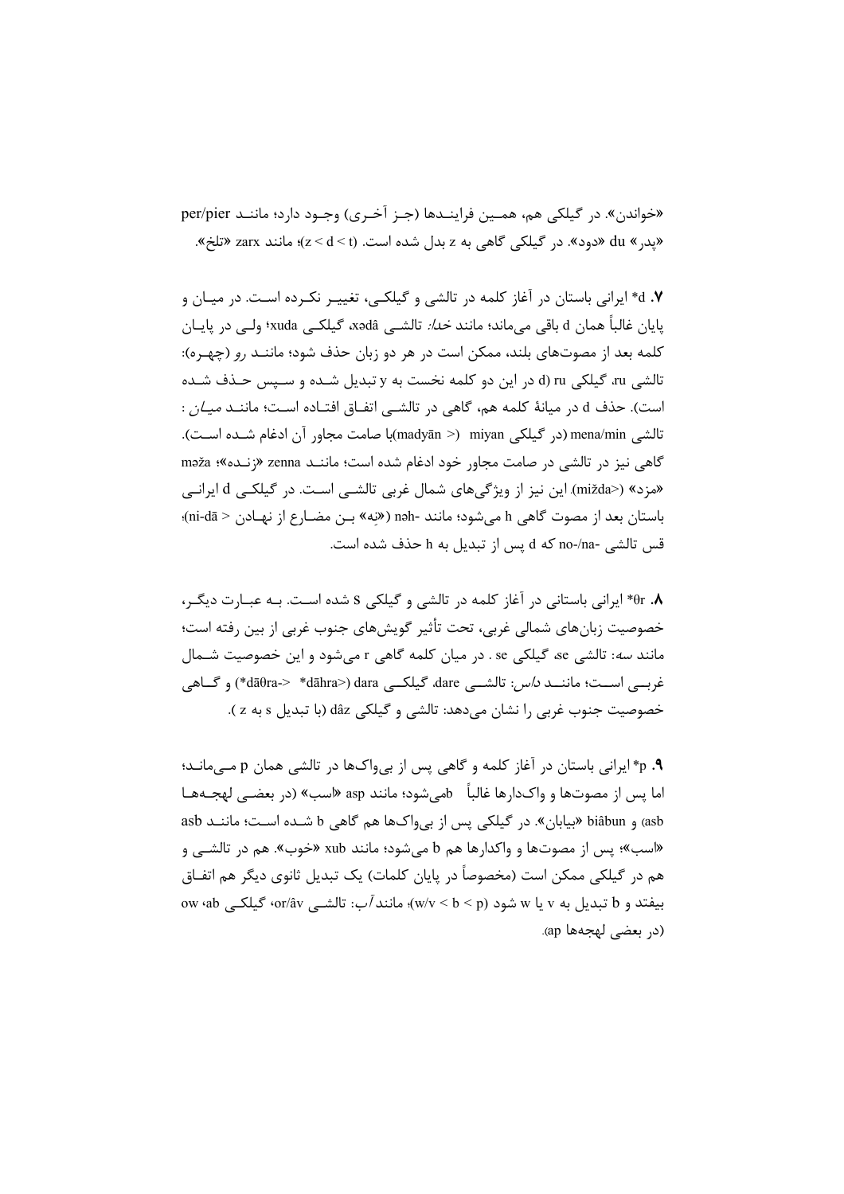«خواندن». در گیلکی هم، همین فرایندها (جز آخری) وجود دارد؛ مانند per/pier «پدر» du «دود». در گیلکی گاهی به z بدل شده است. (z < d < t)؛ مانند zarx «تلخ».

**۷.** d* ایرانی باستان در آغاز کلمه در تالشی و گیلکی، تغییر نکرده است. در میان و پایان غالباً همان d باقی می‌ماند؛ مانند *خدا*: تالشی xədâ، گیلکی xuda؛ ولی در پایان کلمه بعد از مصوت‌های بلند، ممکن است در هر دو زبان حذف شود؛ مانند *رو* (چهره): تالشی ru، گیلکی ru (d در این دو کلمه نخست به y تبدیل شده و سپس حذف شده است). حذف d در میانهٔ کلمه هم، گاهی در تالشی اتفاق افتاده است؛ مانند *میان* : تالشی mena/min (در گیلکی miyan (< madyān)با صامت مجاور آن ادغام شده است). گاهی نیز در تالشی در صامت مجاور خود ادغام شده است؛ مانند zenna «زنده»؛ məža «مزد» (<mižda). این نیز از ویژگی‌های شمال غربی تالشی است. در گیلکی d ایرانی باستان بعد از مصوت گاهی h می‌شود؛ مانند -nəh («نِه» بن مضارع از نهادن < ni-dā)؛ قس تالشی -no-/na که d پس از تبدیل به h حذف شده است.

**۸.** θr* ایرانی باستانی در آغاز کلمه در تالشی و گیلکی s شده است. به عبارت دیگر، خصوصیت زبان‌های شمالی غربی، تحت تأثیر گویش‌های جنوب غربی از بین رفته است؛ مانند سه: تالشی se، گیلکی se . در میان کلمه گاهی r می‌شود و این خصوصیت شمال غربی است؛ مانند *داس*: تالشی dare، گیلکی dara (<dāhra* <-dāθra*) و گاهی خصوصیت جنوب غربی را نشان می‌دهد: تالشی و گیلکی dâz (با تبدیل s به z ).

**۹.** p* ایرانی باستان در آغاز کلمه و گاهی پس از بی‌واک‌ها در تالشی همان p می‌ماند؛ اما پس از مصوت‌ها و واک‌دارها غالباً b می‌شود؛ مانند asp «اسب» (در بعضی لهجه‌ها asb) و biâbun «بیابان». در گیلکی پس از بی‌واک‌ها هم گاهی b شده است؛ مانند asb «اسب»؛ پس از مصوت‌ها و واکدارها هم b می‌شود؛ مانند xub «خوب». هم در تالشی و هم در گیلکی ممکن است (مخصوصاً در پایان کلمات) یک تبدیل ثانوی دیگر هم اتفاق بیفتد و b تبدیل به v یا w شود (w/v < b < p)؛ مانند *آب*: تالشی or/âv، گیلکی ow ،ab (در بعضی لهجه‌ها ap).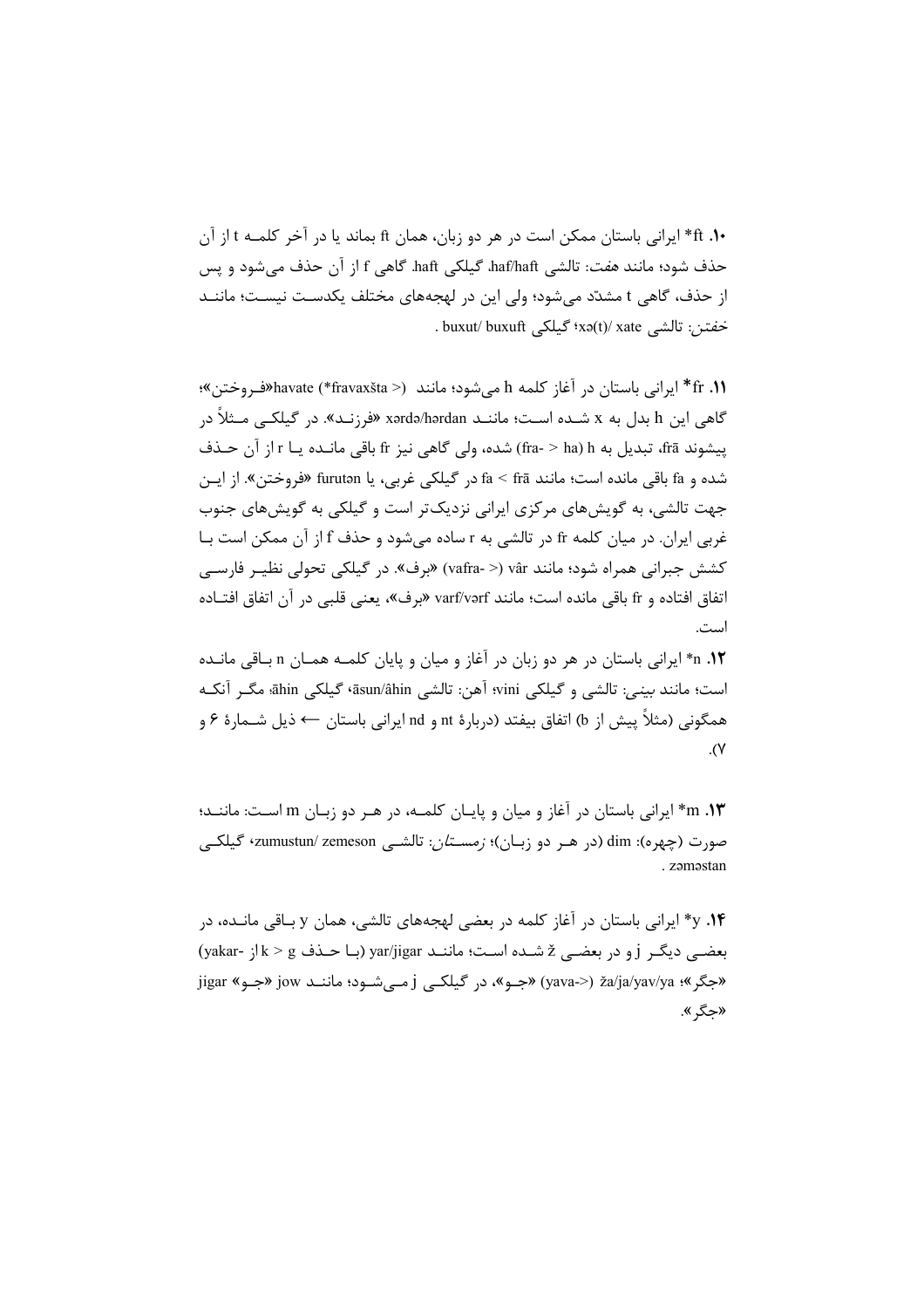**۱۰.** ft* ایرانی باستان ممکن است در هر دو زبان، همان ft بماند یا در آخر کلمه t از آن حذف شود؛ مانند *هفت*: تالشی haf/haft، گیلکی haft. گاهی f از آن حذف می‌شود و پس از حذف، گاهی t مشدّد می‌شود؛ ولی این در لهجه‌های مختلف یکدست نیست؛ مانند *خفتن*: تالشی xə(t)/ xate؛ گیلکی buxut/ buxuft .

**۱۱.** fr* ایرانی باستان در آغاز کلمه h می‌شود؛ مانند havate (*fravaxšta >) «فروختن»؛ گاهی این h بدل به x شده است؛ مانند xərdə/hərdan «فرزند». در گیلکی مثلاً در پیشوند frā، تبدیل به h (fra- > ha) شده، ولی گاهی نیز fr باقی مانده یا r از آن حذف شده و fa باقی مانده است؛ مانند fa < frā در گیلکی غربی، یا furutən «فروختن». از این جهت تالشی، به گویش‌های مرکزی ایرانی نزدیک‌تر است و گیلکی به گویش‌های جنوب غربی ایران. در میان کلمه fr در تالشی به r ساده می‌شود و حذف f از آن ممکن است با کشش جبرانی همراه شود؛ مانند vâr (vafra- >) «برف». در گیلکی تحولی نظیر فارسی اتفاق افتاده و fr باقی مانده است؛ مانند varf/vərf «برف»، یعنی قلبی در آن اتفاق افتاده است.

**۱۲.** n* ایرانی باستان در هر دو زبان در آغاز و میان و پایان کلمه همان n باقی مانده است؛ مانند *بینی*: تالشی و گیلکی vini؛ *آهن*: تالشی āsun/âhin، گیلکی āhin؛ مگر آنکه همگونی (مثلاً پیش از b) اتفاق بیفتد (دربارهٔ nt و nd ایرانی باستان ← ذیل شمارهٔ ۶ و ۷).

**۱۳.** m* ایرانی باستان در آغاز و میان و پایان کلمه، در هر دو زبان m است: مانند؛ صورت (چهره): dim (در هر دو زبان)؛ *زمستان*: تالشی zumustun/ zemeson، گیلکی zəməstan .

**۱۴.** y* ایرانی باستان در آغاز کلمه در بعضی لهجه‌های تالشی، همان y باقی مانده، در بعضی دیگر j و در بعضی ž شده است؛ مانند yar/jigar (با حذف k > g از -yakar) «جگر»؛ ža/ja/yav/ya (<-yava) «جو»، در گیلکی j می‌شود؛ مانند jow «جو» jigar «جگر».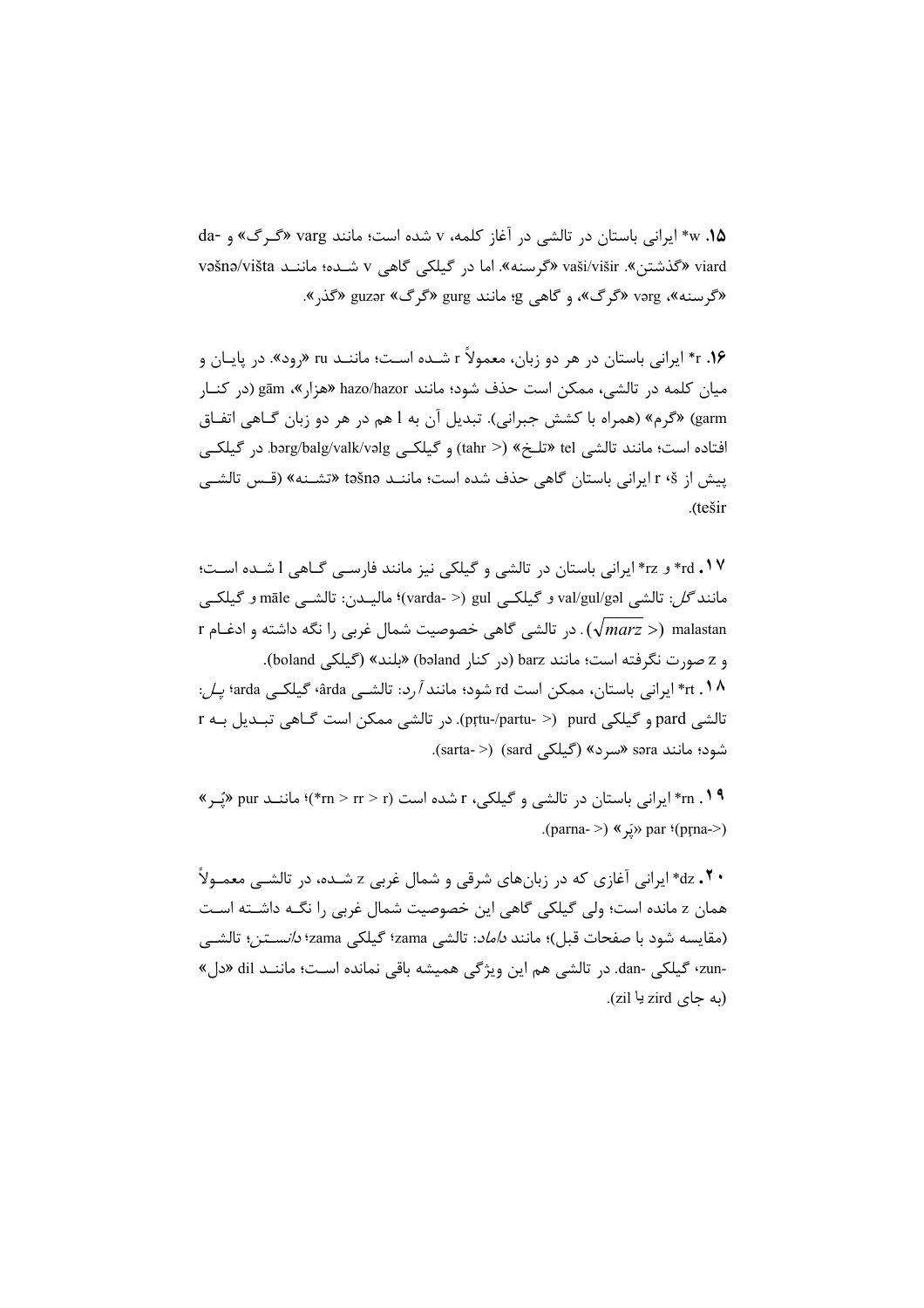**۱۵.** w* ایرانی باستان در تالشی در آغاز کلمه، v شده است؛ مانند varg «گـرگ» و -da viard «گذشتن». vaši/višir «گرسنه». اما در گیلکی گاهی v شـده؛ مانـند vəšnə/višta «گرسنه»، vərg «گرگ»، و گاهی g؛ مانند gurg «گرگ» guzər «گذر».

**۱۶.** r* ایرانی باستان در هر دو زبان، معمولاً r شـده اسـت؛ مانـند ru «رود». در پایـان و میان کلمه در تالشی، ممکن است حذف شود؛ مانند hazo/hazor «هزار»، gām (در کنـار garm) «گرم» (همراه با کشش جبرانی). تبدیل آن به l هم در هر دو زبان گـاهی اتفـاق افتاده است؛ مانند تالشی tel «تلـخ» (< tahr) و گیلکـی bərg/balg/valk/vəlg. در گیلکـی پیش از š، r ایرانی باستان گاهی حذف شده است؛ مانـند təšnə «تشـنه» (قـس تالشـی tešir).

**۱۷.** rd* و rz* ایرانی باستان در تالشی و گیلکی نیز مانند فارسـی گـاهی l شـده اسـت؛ مانند *گل*: تالشی val/gul/gəl و گیلکـی gul (< -varda)؛ مالیـدن: تالشـی māle و گیلکـی malastan (< $\sqrt{marz}$). در تالشی گاهی خصوصیت شمال غربی را نگه داشته و ادغـام r و z صورت نگرفته است؛ مانند barz (در کنار bəland) «بلند» (گیلکی boland).

**۱۸.** rt* ایرانی باستان، ممکن است rd شود؛ مانند *آرد*: تالشـی ârda، گیلکـی arda؛ *پل*: تالشی pard و گیلکی purd (< -pr̥tu-/partu). در تالشی ممکن است گـاهی تبـدیل بـه r شود؛ مانند səra «سرد» (گیلکی sard) (< -sarta).

**۱۹.** rn* ایرانی باستان در تالشی و گیلکی، r شده است (*rn > rr > r)؛ مانـند pur «پُـر» (pr̥na-<)؛ par «پَر» (< -parna).

**۲۰.** dz* ایرانی آغازی که در زبان‌های شرقی و شمال غربی z شـده، در تالشـی معمـولاً همان z مانده است؛ ولی گیلکی گاهی این خصوصیت شمال غربی را نگـه داشـته اسـت (مقایسه شود با صفحات قبل)؛ مانند *داماد*: تالشی zama؛ گیلکی zama؛ *دانسـتن*؛ تالشـی -zun، گیلکی -dan. در تالشی هم این ویژگی همیشه باقی نمانده اسـت؛ مانـند dil «دل» (به جای zird یا zil).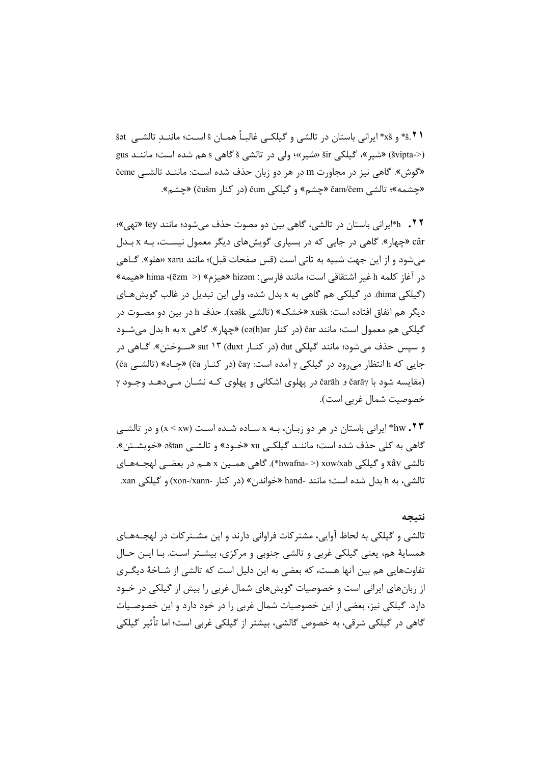۲۱. \*š و \*xš ایرانی باستان در تالشی و گیلکی غالباً همان š است؛ مانندِ تالشی šət («شیر»، گیلکی šir «شیر»، ولی در تالشی š گاهی s هم شده است؛ مانند gus «گوش». گاهی نیز در مجاورت m در هر دو زبان حذف شده است: مانند تالشی čeme «چشمه»؛ تالشی čam/čem «چشم» و گیلکی čum (در کنار čušm) «چشم».

۲۲. \*h ایرانی باستان در تالشی، گاهی بین دو مصوت حذف می‌شود؛ مانند tey «تهی»؛ câr «چهار». گاهی در جایی که در بسیاری گویش‌های دیگر معمول نیست، به x بدل می‌شود و از این جهت شبیه به تاتی است (قس صفحات قبل)؛ مانند xaru «هلو». گاهی در آغاز کلمه h غیر اشتقاقی است؛ مانند فارسی: hizəm «هیزم» (> ēzm)، hima «هیمه» (گیلکی hima). در گیلکی هم گاهی به x بدل شده، ولی این تبدیل در غالب گویش‌های دیگر هم اتفاق افتاده است: xušk «خشک» (تالشی xəšk). حذف h در بین دو مصوت در گیلکی هم معمول است؛ مانند čar (در کنار cə(h)ar) «چهار». گاهی x به h بدل می‌شود و سپس حذف می‌شود؛ مانند گیلکی dut (در کنار duxt) ۱۳ sut «سوختن». گاهی در جایی که h انتظار می‌رود در گیلکی γ آمده است: čaγ (در کنار ča) «چاه» (تالشی ča) (مقایسه شود با čarāγ و čarāh در پهلوی اشکانی و پهلوی که نشان می‌دهد وجود γ خصوصیت شمال غربی است).

۲۳. \*hw ایرانی باستان در هر دو زبان، به x ساده شده است (x < xw) و در تالشی گاهی به کلی حذف شده است؛ مانند گیلکی xu «خود» و تالشی əštan «خویشتن». تالشی xâv و گیلکی xow/xab (> \*hwafna-). گاهی همین x هم در بعضی لهجه‌های تالشی، به h بدل شده است؛ مانند -hand «خواندن» (در کنار -xon-/xann) و گیلکی xan.

## نتیجه

تالشی و گیلکی به لحاظ آوایی، مشترکات فراوانی دارند و این مشترکات در لهجه‌های همسایهٔ هم، یعنی گیلکی غربی و تالشی جنوبی و مرکزی، بیشتر است. با این حال تفاوت‌هایی هم بین آنها هست، که بعضی به این دلیل است که تالشی از شاخهٔ دیگری از زبان‌های ایرانی است و خصوصیات گویش‌های شمال غربی را بیش از گیلکی در خود دارد. گیلکی نیز، بعضی از این خصوصیات شمال غربی را در خود دارد و این خصوصیات گاهی در گیلکی شرقی، به خصوص گالشی، بیشتر از گیلکی غربی است؛ اما تأثیر گیلکی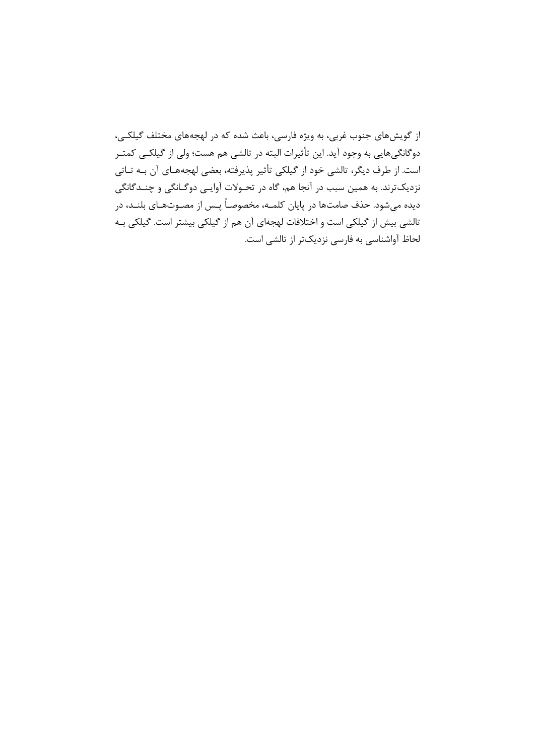از گویش‌های جنوب غربی، به ویژه فارسی، باعث شده که در لهجه‌های مختلف گیلکی، دوگانگی‌هایی به وجود آید. این تأثیرات البته در تالشی هم هست؛ ولی از گیلکی کمتر است. از طرف دیگر، تالشی خود از گیلکی تأثیر پذیرفته، بعضی لهجه‌های آن به تاتی نزدیک‌ترند. به همین سبب در آنجا هم، گاه در تحولات آوایی دوگانگی و چندگانگی دیده می‌شود. حذف صامت‌ها در پایان کلمه، مخصوصاً پس از مصوت‌های بلند، در تالشی بیش از گیلکی است و اختلافات لهجه‌ای آن هم از گیلکی بیشتر است. گیلکی به لحاظ آواشناسی به فارسی نزدیک‌تر از تالشی است.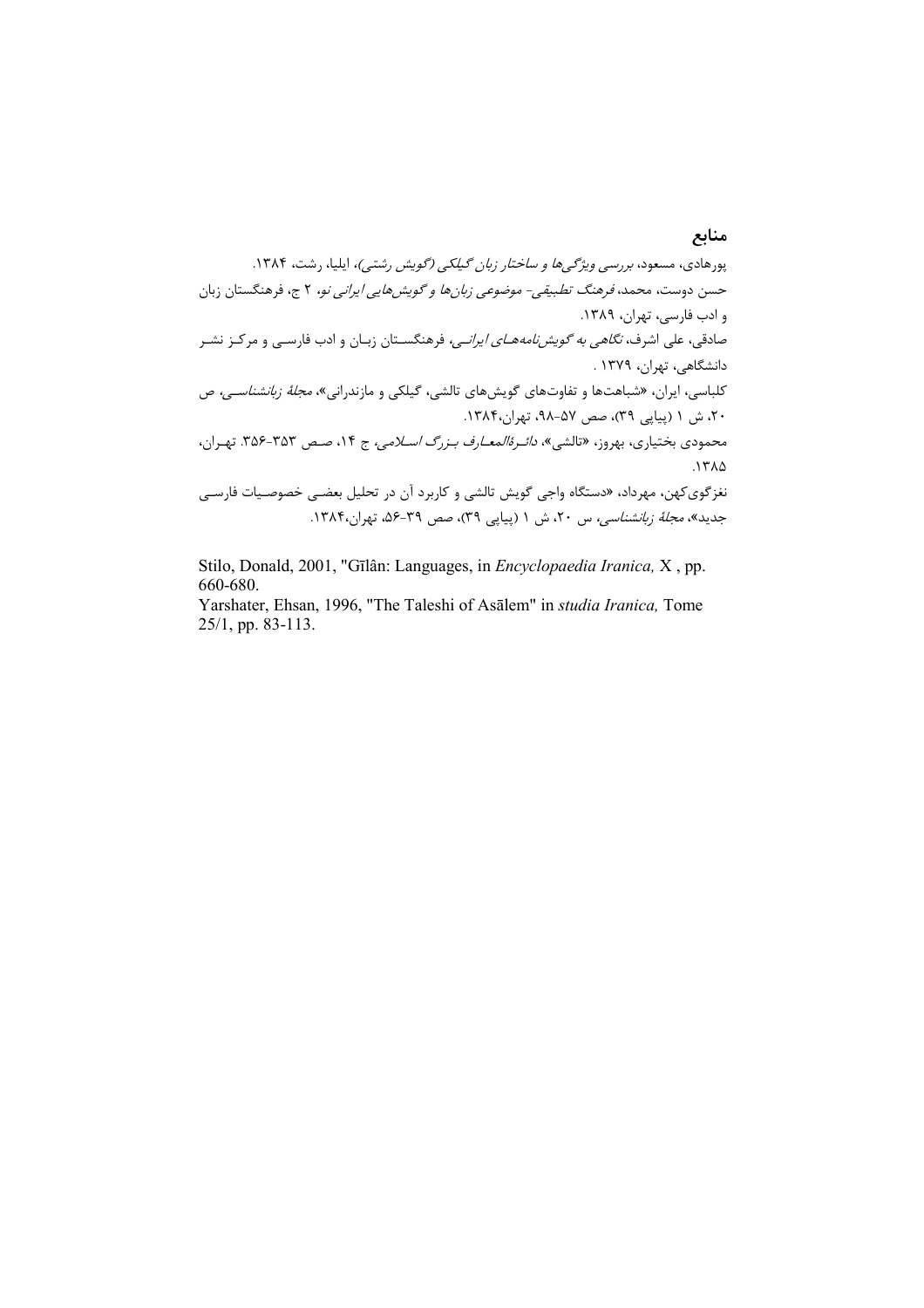## منابع

پورهادی، مسعود، *بررسی ویژگی‌ها و ساختار زبان گیلکی (گویش رشتی)*، ایلیا، رشت، ۱۳۸۴.

حسن دوست، محمد، *فرهنگ تطبیقی- موضوعی زبان‌ها و گویش‌هایی ایرانی نو*، ۲ ج، فرهنگستان زبان و ادب فارسی، تهران، ۱۳۸۹.

صادقی، علی اشرف، *نگاهی به گویش‌نامه‌های ایرانی*، فرهنگستان زبان و ادب فارسی و مرکز نشر دانشگاهی، تهران، ۱۳۷۹ .

کلباسی، ایران، «شباهت‌ها و تفاوت‌های گویش‌های تالشی، گیلکی و مازندرانی»، *مجلهٔ زبانشناسی*، ص ۲۰، ش ۱ (پیاپی ۳۹)، صص ۵۷-۹۸، تهران،۱۳۸۴.

محمودی بختیاری، بهروز، «تالشی»، *دائرةالمعارف بزرگ اسلامی*، ج ۱۴، صص ۳۵۳-۳۵۶. تهران، ۱۳۸۵.

نغزگوی‌کهن، مهرداد، «دستگاه واجی گویش تالشی و کاربرد آن در تحلیل بعضی خصوصیات فارسی جدید»، *مجلهٔ زبانشناسی*، س ۲۰، ش ۱ (پیاپی ۳۹)، صص ۳۹-۵۶، تهران،۱۳۸۴.

Stilo, Donald, 2001, "Gīlân: Languages, in *Encyclopaedia Iranica,* X , pp. 660-680.

Yarshater, Ehsan, 1996, "The Taleshi of Asālem" in *studia Iranica,* Tome 25/1, pp. 83-113.